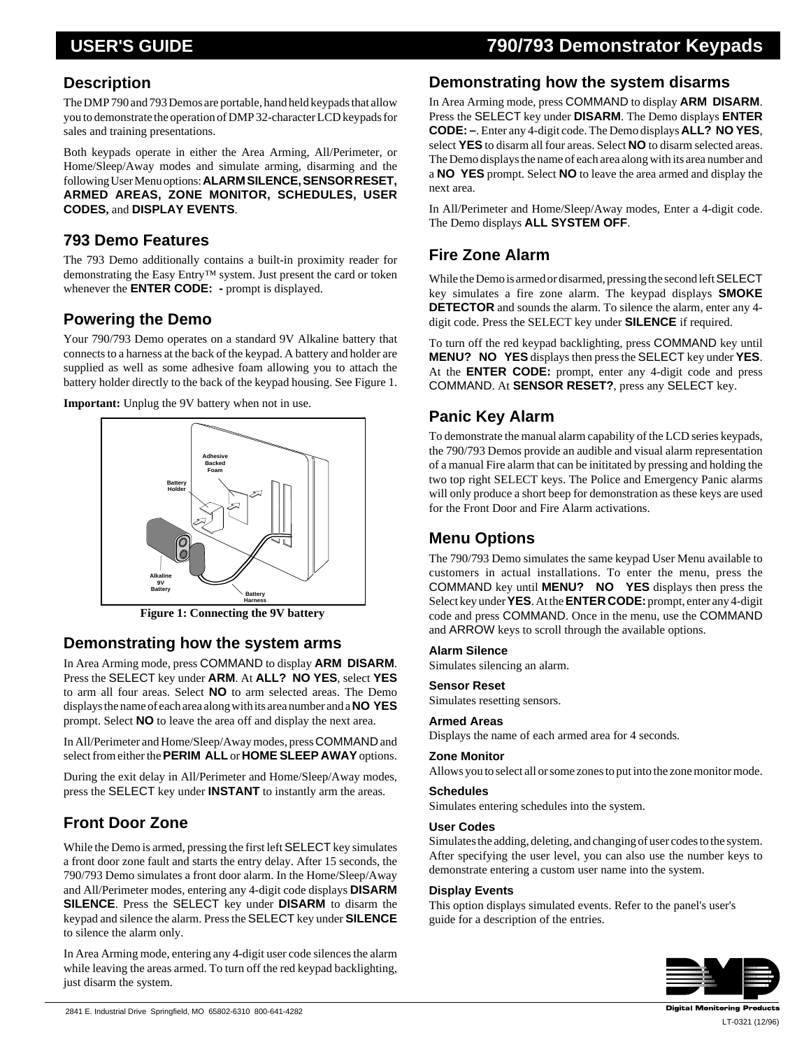# USER'S GUIDE 790/793 Demonstrator Keypads

## Description

The DMP 790 and 793 Demos are portable, hand held keypads that allow you to demonstrate the operation of DMP 32-character LCD keypads for sales and training presentations.

Both keypads operate in either the Area Arming, All/Perimeter, or Home/Sleep/Away modes and simulate arming, disarming and the following User Menu options: **ALARM SILENCE, SENSOR RESET, ARMED AREAS, ZONE MONITOR, SCHEDULES, USER CODES,** and **DISPLAY EVENTS**.

## 793 Demo Features

The 793 Demo additionally contains a built-in proximity reader for demonstrating the Easy Entry™ system. Just present the card or token whenever the **ENTER CODE: -** prompt is displayed.

## Powering the Demo

Your 790/793 Demo operates on a standard 9V Alkaline battery that connects to a harness at the back of the keypad. A battery and holder are supplied as well as some adhesive foam allowing you to attach the battery holder directly to the back of the keypad housing. See Figure 1.

**Important:** Unplug the 9V battery when not in use.

Adhesive Backed Foam

Battery Holder

Alkaline 9V Battery

Battery Harness

**Figure 1: Connecting the 9V battery**

## Demonstrating how the system arms

In Area Arming mode, press COMMAND to display **ARM DISARM**. Press the SELECT key under **ARM**. At **ALL? NO YES**, select **YES** to arm all four areas. Select **NO** to arm selected areas. The Demo displays the name of each area along with its area number and a **NO YES** prompt. Select **NO** to leave the area off and display the next area.

In All/Perimeter and Home/Sleep/Away modes, press COMMAND and select from either the **PERIM ALL** or **HOME SLEEP AWAY** options.

During the exit delay in All/Perimeter and Home/Sleep/Away modes, press the SELECT key under **INSTANT** to instantly arm the areas.

## Front Door Zone

While the Demo is armed, pressing the first left SELECT key simulates a front door zone fault and starts the entry delay. After 15 seconds, the 790/793 Demo simulates a front door alarm. In the Home/Sleep/Away and All/Perimeter modes, entering any 4-digit code displays **DISARM SILENCE**. Press the SELECT key under **DISARM** to disarm the keypad and silence the alarm. Press the SELECT key under **SILENCE** to silence the alarm only.

In Area Arming mode, entering any 4-digit user code silences the alarm while leaving the areas armed. To turn off the red keypad backlighting, just disarm the system.

## Demonstrating how the system disarms

In Area Arming mode, press COMMAND to display **ARM DISARM**. Press the SELECT key under **DISARM**. The Demo displays **ENTER CODE: –**. Enter any 4-digit code. The Demo displays **ALL? NO YES**, select **YES** to disarm all four areas. Select **NO** to disarm selected areas. The Demo displays the name of each area along with its area number and a **NO YES** prompt. Select **NO** to leave the area armed and display the next area.

In All/Perimeter and Home/Sleep/Away modes, Enter a 4-digit code. The Demo displays **ALL SYSTEM OFF**.

## Fire Zone Alarm

While the Demo is armed or disarmed, pressing the second left SELECT key simulates a fire zone alarm. The keypad displays **SMOKE DETECTOR** and sounds the alarm. To silence the alarm, enter any 4-digit code. Press the SELECT key under **SILENCE** if required.

To turn off the red keypad backlighting, press COMMAND key until **MENU? NO YES** displays then press the SELECT key under **YES**. At the **ENTER CODE:** prompt, enter any 4-digit code and press COMMAND. At **SENSOR RESET?**, press any SELECT key.

## Panic Key Alarm

To demonstrate the manual alarm capability of the LCD series keypads, the 790/793 Demos provide an audible and visual alarm representation of a manual Fire alarm that can be inititated by pressing and holding the two top right SELECT keys. The Police and Emergency Panic alarms will only produce a short beep for demonstration as these keys are used for the Front Door and Fire Alarm activations.

## Menu Options

The 790/793 Demo simulates the same keypad User Menu available to customers in actual installations. To enter the menu, press the COMMAND key until **MENU? NO YES** displays then press the Select key under **YES**. At the **ENTER CODE:** prompt, enter any 4-digit code and press COMMAND. Once in the menu, use the COMMAND and ARROW keys to scroll through the available options.

#### Alarm Silence

Simulates silencing an alarm.

#### Sensor Reset

Simulates resetting sensors.

#### Armed Areas

Displays the name of each armed area for 4 seconds.

#### Zone Monitor

Allows you to select all or some zones to put into the zone monitor mode.

#### Schedules

Simulates entering schedules into the system.

#### User Codes

Simulates the adding, deleting, and changing of user codes to the system. After specifying the user level, you can also use the number keys to demonstrate entering a custom user name into the system.

#### Display Events

This option displays simulated events. Refer to the panel's user's guide for a description of the entries.

Digital Monitoring Products

2841 E. Industrial Drive Springfield, MO 65802-6310 800-641-4282

LT-0321 (12/96)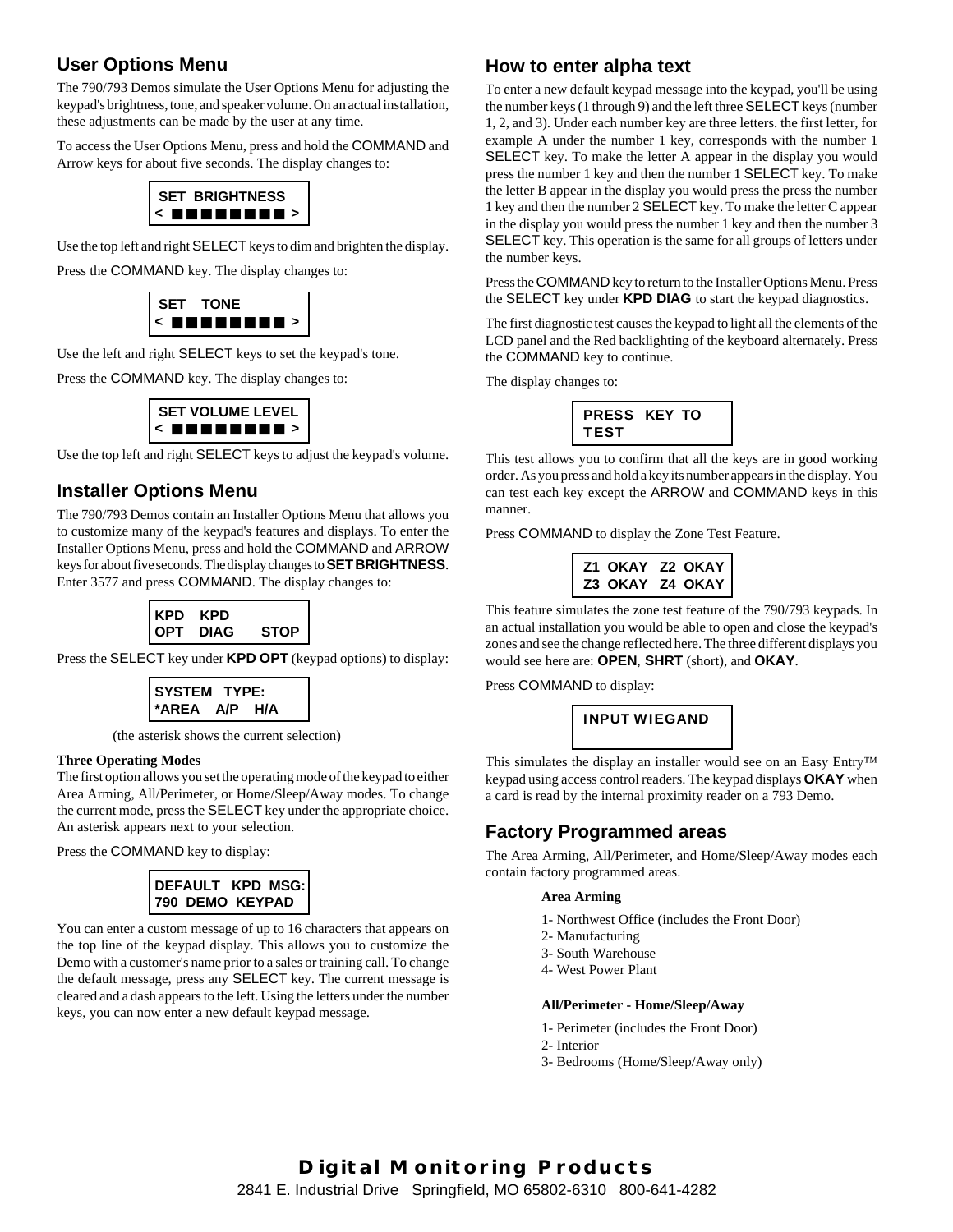## User Options Menu

The 790/793 Demos simulate the User Options Menu for adjusting the keypad's brightness, tone, and speaker volume. On an actual installation, these adjustments can be made by the user at any time.

To access the User Options Menu, press and hold the COMMAND and Arrow keys for about five seconds. The display changes to:

```
SET  BRIGHTNESS
< ■■■■■■■■ >
```

Use the top left and right SELECT keys to dim and brighten the display.

Press the COMMAND key. The display changes to:

```
SET   TONE
< ■■■■■■■■ >
```

Use the left and right SELECT keys to set the keypad's tone.

Press the COMMAND key. The display changes to:

```
SET VOLUME LEVEL
< ■■■■■■■■ >
```

Use the top left and right SELECT keys to adjust the keypad's volume.

## Installer Options Menu

The 790/793 Demos contain an Installer Options Menu that allows you to customize many of the keypad's features and displays. To enter the Installer Options Menu, press and hold the COMMAND and ARROW keys for about five seconds. The display changes to **SET BRIGHTNESS**. Enter 3577 and press COMMAND. The display changes to:

```
KPD   KPD
OPT   DIAG     STOP
```

Press the SELECT key under **KPD OPT** (keypad options) to display:

```
SYSTEM  TYPE:
*AREA   A/P   H/A
```

(the asterisk shows the current selection)

**Three Operating Modes**

The first option allows you set the operating mode of the keypad to either Area Arming, All/Perimeter, or Home/Sleep/Away modes. To change the current mode, press the SELECT key under the appropriate choice. An asterisk appears next to your selection.

Press the COMMAND key to display:

```
DEFAULT  KPD MSG:
790  DEMO  KEYPAD
```

You can enter a custom message of up to 16 characters that appears on the top line of the keypad display. This allows you to customize the Demo with a customer's name prior to a sales or training call. To change the default message, press any SELECT key. The current message is cleared and a dash appears to the left. Using the letters under the number keys, you can now enter a new default keypad message.

## How to enter alpha text

To enter a new default keypad message into the keypad, you'll be using the number keys (1 through 9) and the left three SELECT keys (number 1, 2, and 3). Under each number key are three letters. the first letter, for example A under the number 1 key, corresponds with the number 1 SELECT key. To make the letter A appear in the display you would press the number 1 key and then the number 1 SELECT key. To make the letter B appear in the display you would press the press the number 1 key and then the number 2 SELECT key. To make the letter C appear in the display you would press the number 1 key and then the number 3 SELECT key. This operation is the same for all groups of letters under the number keys.

Press the COMMAND key to return to the Installer Options Menu. Press the SELECT key under **KPD DIAG** to start the keypad diagnostics.

The first diagnostic test causes the keypad to light all the elements of the LCD panel and the Red backlighting of the keyboard alternately. Press the COMMAND key to continue.

The display changes to:

```
PRESS  KEY TO
TEST
```

This test allows you to confirm that all the keys are in good working order. As you press and hold a key its number appears in the display. You can test each key except the ARROW and COMMAND keys in this manner.

Press COMMAND to display the Zone Test Feature.

```
Z1 OKAY   Z2 OKAY
Z3 OKAY   Z4 OKAY
```

This feature simulates the zone test feature of the 790/793 keypads. In an actual installation you would be able to open and close the keypad's zones and see the change reflected here. The three different displays you would see here are: **OPEN**, **SHRT** (short), and **OKAY**.

Press COMMAND to display:

```
INPUT WIEGAND
```

This simulates the display an installer would see on an Easy Entry™ keypad using access control readers. The keypad displays **OKAY** when a card is read by the internal proximity reader on a 793 Demo.

## Factory Programmed areas

The Area Arming, All/Perimeter, and Home/Sleep/Away modes each contain factory programmed areas.

**Area Arming**

1- Northwest Office (includes the Front Door)
2- Manufacturing
3- South Warehouse
4- West Power Plant

**All/Perimeter - Home/Sleep/Away**

1- Perimeter (includes the Front Door)
2- Interior
3- Bedrooms (Home/Sleep/Away only)

**Digital Monitoring Products**
2841 E. Industrial Drive   Springfield, MO 65802-6310   800-641-4282